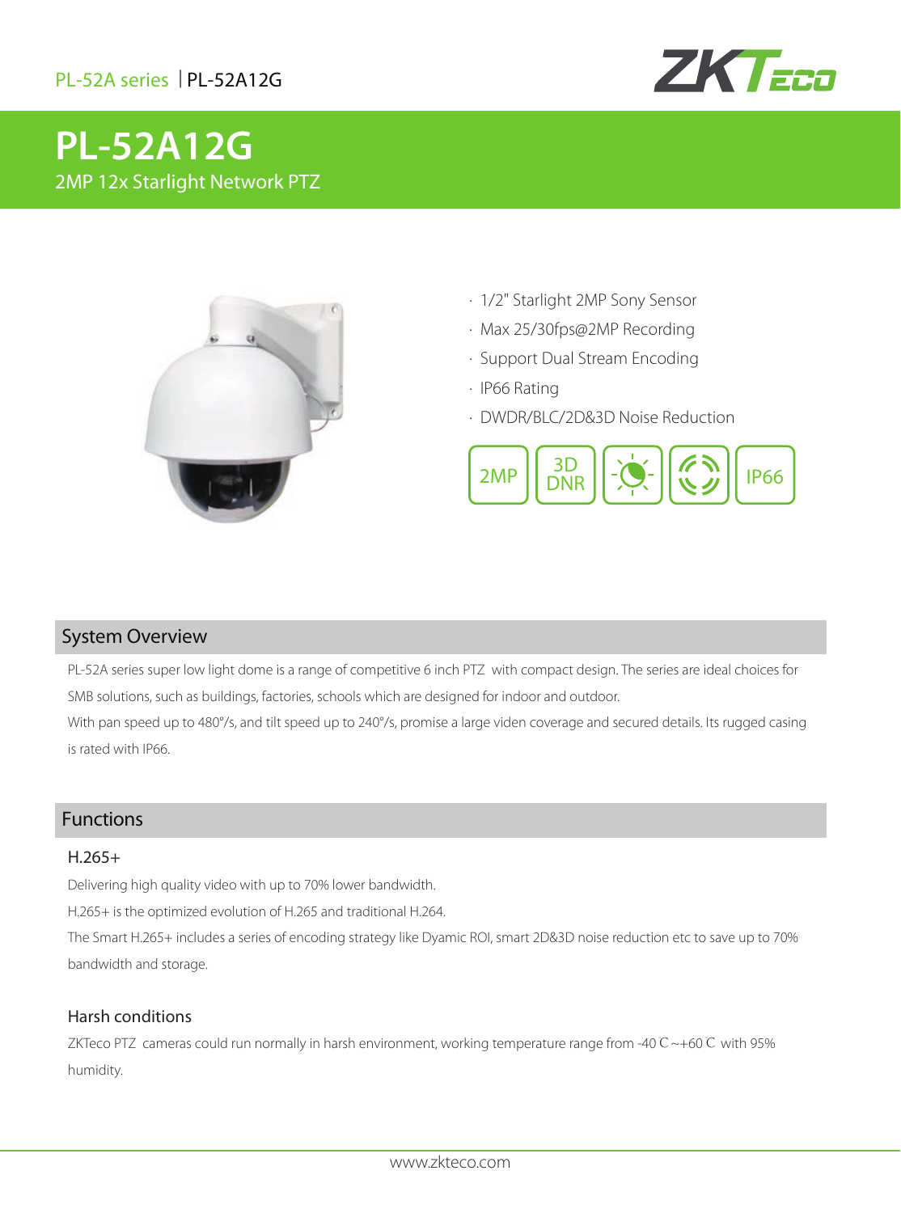PL-52A series | PL-52A12G

# PL-52A12G

2MP 12x Starlight Network PTZ

- 1/2" Starlight 2MP Sony Sensor
- Max 25/30fps@2MP Recording
- Support Dual Stream Encoding
- IP66 Rating
- DWDR/BLC/2D&3D Noise Reduction

2MP | 3D DNR | IP66

## System Overview

PL-52A series super low light dome is a range of competitive 6 inch PTZ with compact design. The series are ideal choices for SMB solutions, such as buildings, factories, schools which are designed for indoor and outdoor.

With pan speed up to 480°/s, and tilt speed up to 240°/s, promise a large viden coverage and secured details. Its rugged casing is rated with IP66.

## Functions

### H.265+

Delivering high quality video with up to 70% lower bandwidth.

H.265+ is the optimized evolution of H.265 and traditional H.264.

The Smart H.265+ includes a series of encoding strategy like Dyamic ROI, smart 2D&3D noise reduction etc to save up to 70% bandwidth and storage.

### Harsh conditions

ZKTeco PTZ cameras could run normally in harsh environment, working temperature range from -40℃~+60℃ with 95% humidity.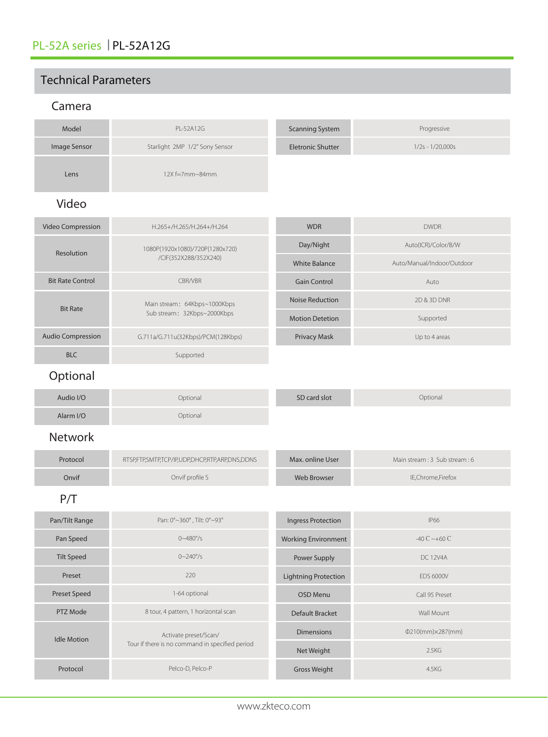# PL-52A series | PL-52A12G

## Technical Parameters

### Camera

| Model | PL-52A12G | Scanning System | Progressive |
|---|---|---|---|
| Image Sensor | Starlight 2MP 1/2" Sony Sensor | Eletronic Shutter | 1/2s - 1/20,000s |
| Lens | 12X f=7mm~84mm | | |

### Video

| Video Compression | H.265+/H.265/H.264+/H.264 | WDR | DWDR |
|---|---|---|---|
| Resolution | 1080P(1920x1080)/720P(1280x720)/CIF(352X288/352X240) | Day/Night | Auto(ICR)/Color/B/W |
| | | White Balance | Auto/Manual/Indoor/Outdoor |
| Bit Rate Control | CBR/VBR | Gain Control | Auto |
| Bit Rate | Main stream：64Kbps~1000Kbps<br>Sub stream：32Kbps~2000Kbps | Noise Reduction | 2D & 3D DNR |
| | | Motion Detetion | Supported |
| Audio Compression | G.711a/G.711u(32Kbps)/PCM(128Kbps) | Privacy Mask | Up to 4 areas |
| BLC | Supported | | |

### Optional

| Audio I/O | Optional | SD card slot | Optional |
|---|---|---|---|
| Alarm I/O | Optional | | |

### Network

| Protocol | RTSP,FTP,SMTP,TCP/IP,UDP,DHCP,RTP,ARP,DNS,DDNS | Max. online User | Main stream : 3 Sub stream : 6 |
|---|---|---|---|
| Onvif | Onvif profile S | Web Browser | IE,Chrome,Firefox |

### P/T

| Pan/Tilt Range | Pan: 0°~360° , Tilt: 0°~93° | Ingress Protection | IP66 |
|---|---|---|---|
| Pan Speed | 0~480°/s | Working Environment | -40℃~+60℃ |
| Tilt Speed | 0~240°/s | Power Supply | DC 12V4A |
| Preset | 220 | Lightning Protection | EDS 6000V |
| Preset Speed | 1-64 optional | OSD Menu | Call 95 Preset |
| PTZ Mode | 8 tour, 4 pattern, 1 horizontal scan | Default Bracket | Wall Mount |
| Idle Motion | Activate preset/Scan/<br>Tour if there is no command in specified period | Dimensions | Φ210(mm)×287(mm) |
| | | Net Weight | 2.5KG |
| Protocol | Pelco-D, Pelco-P | Gross Weight | 4.5KG |

www.zkteco.com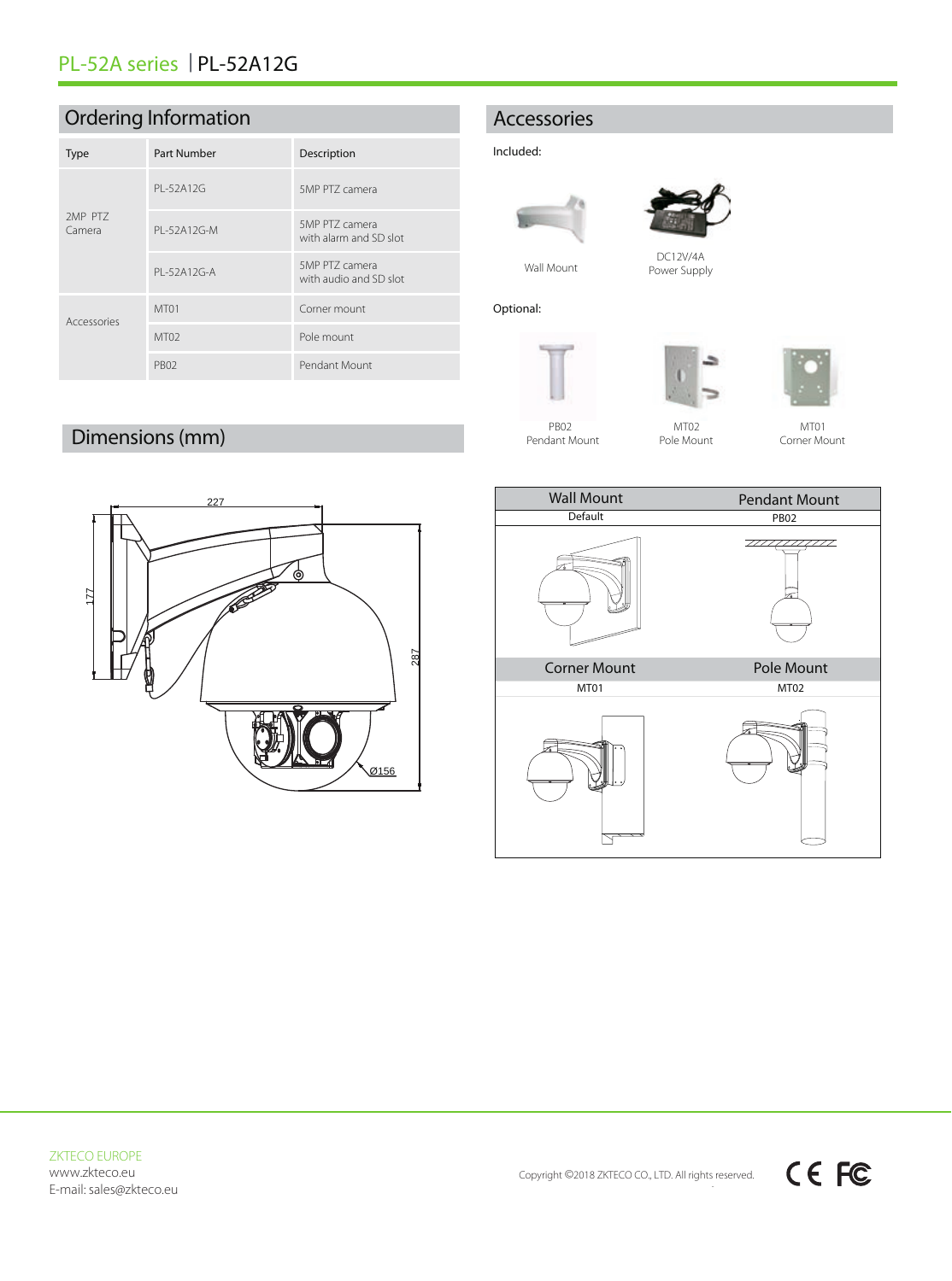# PL-52A series | PL-52A12G

## Ordering Information

| Type | Part Number | Description |
|---|---|---|
| 2MP PTZ Camera | PL-52A12G | 5MP PTZ camera |
| | PL-52A12G-M | 5MP PTZ camera with alarm and SD slot |
| | PL-52A12G-A | 5MP PTZ camera with audio and SD slot |
| Accessories | MT01 | Corner mount |
| | MT02 | Pole mount |
| | PB02 | Pendant Mount |

## Dimensions (mm)

227

177

287

Ø156

## Accessories

Included:

Wall Mount

DC12V/4A Power Supply

Optional:

PB02 Pendant Mount

MT02 Pole Mount

MT01 Corner Mount

| Wall Mount | Pendant Mount |
|---|---|
| Default | PB02 |
| Corner Mount | Pole Mount |
| MT01 | MT02 |

ZKTECO EUROPE
www.zkteco.eu
E-mail: sales@zkteco.eu

Copyright ©2018 ZKTECO CO., LTD. All rights reserved.